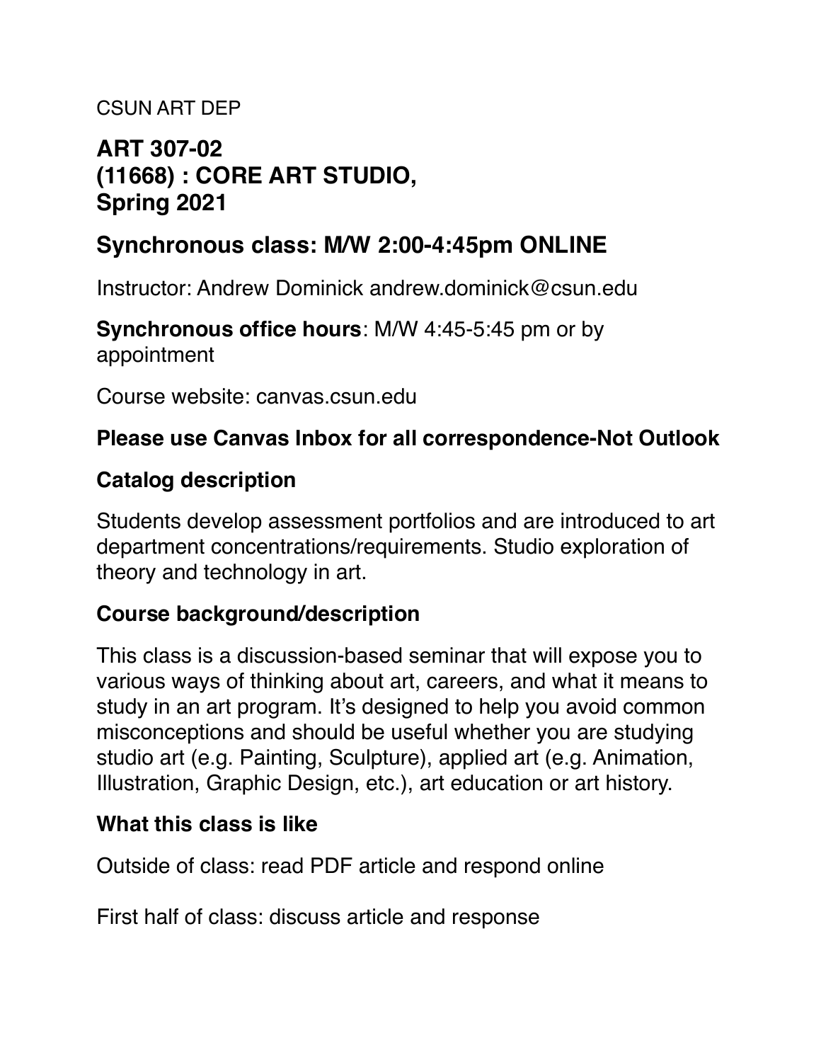CSUN ART DEP

## ART 307-02
## (11668) : CORE ART STUDIO,
## Spring 2021

## Synchronous class: M/W 2:00-4:45pm ONLINE

Instructor: Andrew Dominick andrew.dominick@csun.edu

**Synchronous office hours**: M/W 4:45-5:45 pm or by appointment

Course website: canvas.csun.edu

### Please use Canvas Inbox for all correspondence-Not Outlook

### Catalog description

Students develop assessment portfolios and are introduced to art department concentrations/requirements. Studio exploration of theory and technology in art.

### Course background/description

This class is a discussion-based seminar that will expose you to various ways of thinking about art, careers, and what it means to study in an art program. It's designed to help you avoid common misconceptions and should be useful whether you are studying studio art (e.g. Painting, Sculpture), applied art (e.g. Animation, Illustration, Graphic Design, etc.), art education or art history.

### What this class is like

Outside of class: read PDF article and respond online

First half of class: discuss article and response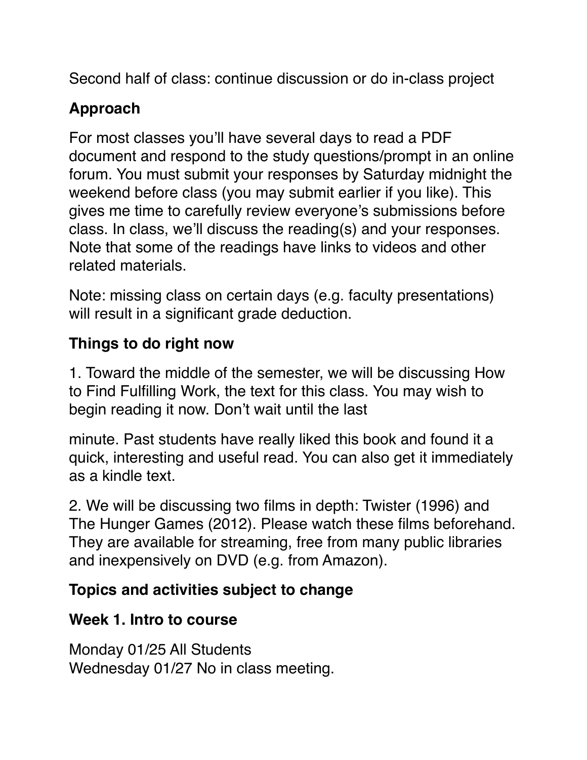Second half of class: continue discussion or do in-class project

## Approach

For most classes you'll have several days to read a PDF document and respond to the study questions/prompt in an online forum. You must submit your responses by Saturday midnight the weekend before class (you may submit earlier if you like). This gives me time to carefully review everyone's submissions before class. In class, we'll discuss the reading(s) and your responses. Note that some of the readings have links to videos and other related materials.

Note: missing class on certain days (e.g. faculty presentations) will result in a significant grade deduction.

## Things to do right now

1. Toward the middle of the semester, we will be discussing How to Find Fulfilling Work, the text for this class. You may wish to begin reading it now. Don't wait until the last minute. Past students have really liked this book and found it a quick, interesting and useful read. You can also get it immediately as a kindle text.

2. We will be discussing two films in depth: Twister (1996) and The Hunger Games (2012). Please watch these films beforehand. They are available for streaming, free from many public libraries and inexpensively on DVD (e.g. from Amazon).

## Topics and activities subject to change

## Week 1. Intro to course

Monday 01/25 All Students
Wednesday 01/27 No in class meeting.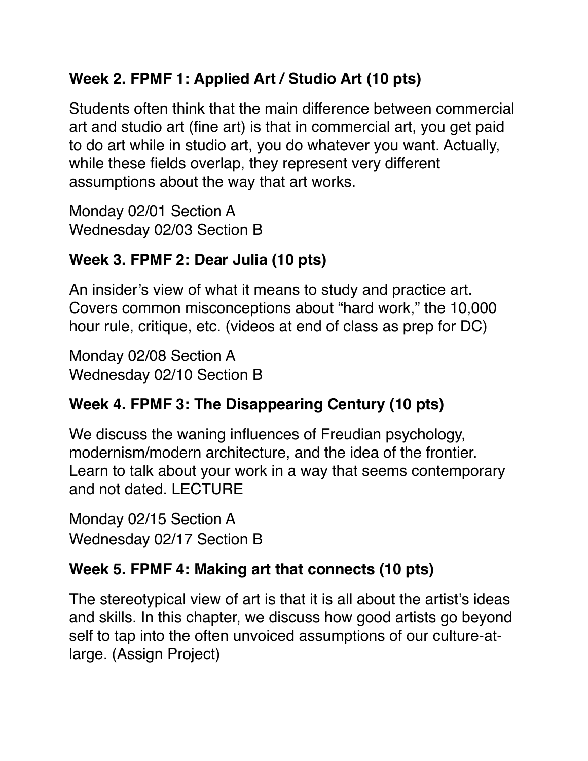### Week 2. FPMF 1: Applied Art / Studio Art (10 pts)

Students often think that the main difference between commercial art and studio art (fine art) is that in commercial art, you get paid to do art while in studio art, you do whatever you want. Actually, while these fields overlap, they represent very different assumptions about the way that art works.

Monday 02/01 Section A
Wednesday 02/03 Section B

### Week 3. FPMF 2: Dear Julia (10 pts)

An insider's view of what it means to study and practice art. Covers common misconceptions about "hard work," the 10,000 hour rule, critique, etc. (videos at end of class as prep for DC)

Monday 02/08 Section A
Wednesday 02/10 Section B

### Week 4. FPMF 3: The Disappearing Century (10 pts)

We discuss the waning influences of Freudian psychology, modernism/modern architecture, and the idea of the frontier. Learn to talk about your work in a way that seems contemporary and not dated. LECTURE

Monday 02/15 Section A
Wednesday 02/17 Section B

### Week 5. FPMF 4: Making art that connects (10 pts)

The stereotypical view of art is that it is all about the artist's ideas and skills. In this chapter, we discuss how good artists go beyond self to tap into the often unvoiced assumptions of our culture-at-large. (Assign Project)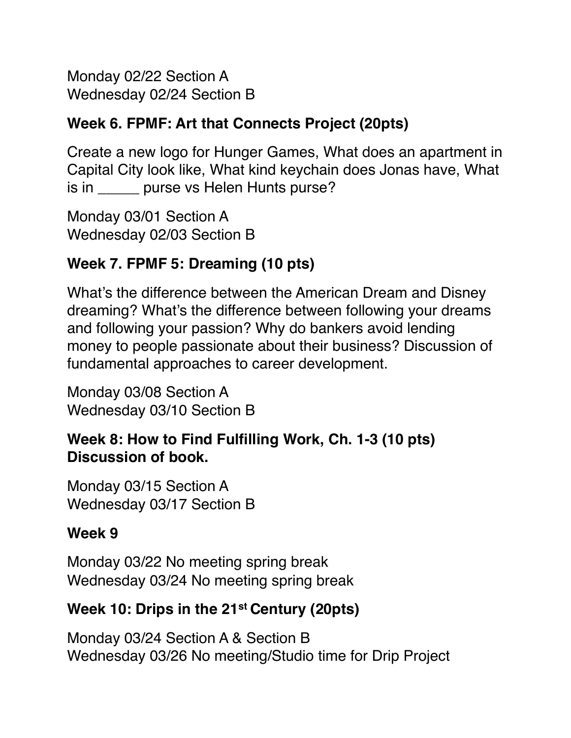Monday 02/22 Section A
Wednesday 02/24 Section B

### Week 6. FPMF: Art that Connects Project (20pts)

Create a new logo for Hunger Games, What does an apartment in Capital City look like, What kind keychain does Jonas have, What is in _____ purse vs Helen Hunts purse?

Monday 03/01 Section A
Wednesday 02/03 Section B

### Week 7. FPMF 5: Dreaming (10 pts)

What's the difference between the American Dream and Disney dreaming? What's the difference between following your dreams and following your passion? Why do bankers avoid lending money to people passionate about their business? Discussion of fundamental approaches to career development.

Monday 03/08 Section A
Wednesday 03/10 Section B

### Week 8: How to Find Fulfilling Work, Ch. 1-3 (10 pts) Discussion of book.

Monday 03/15 Section A
Wednesday 03/17 Section B

### Week 9

Monday 03/22 No meeting spring break
Wednesday 03/24 No meeting spring break

### Week 10: Drips in the 21st Century (20pts)

Monday 03/24 Section A & Section B
Wednesday 03/26 No meeting/Studio time for Drip Project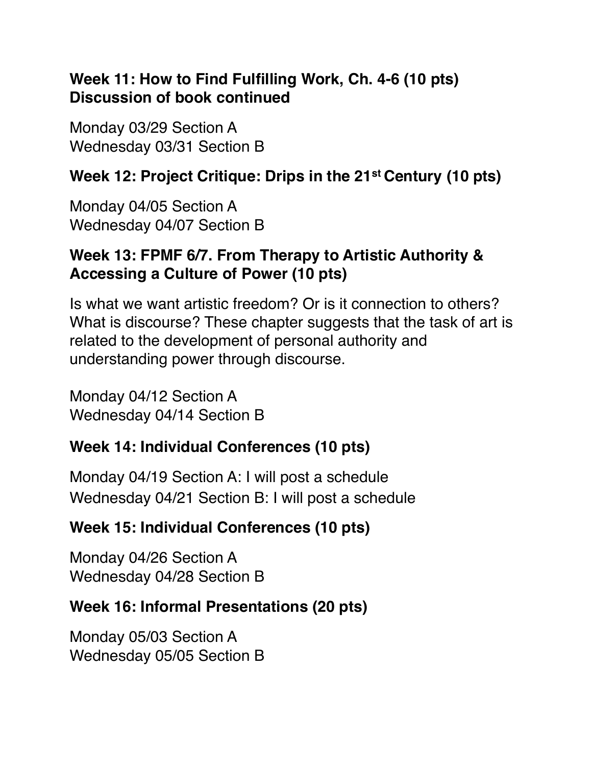**Week 11: How to Find Fulfilling Work, Ch. 4-6 (10 pts)**
**Discussion of book continued**

Monday 03/29 Section A
Wednesday 03/31 Section B

**Week 12: Project Critique: Drips in the 21st Century (10 pts)**

Monday 04/05 Section A
Wednesday 04/07 Section B

**Week 13: FPMF 6/7. From Therapy to Artistic Authority & Accessing a Culture of Power (10 pts)**

Is what we want artistic freedom? Or is it connection to others? What is discourse? These chapter suggests that the task of art is related to the development of personal authority and understanding power through discourse.

Monday 04/12 Section A
Wednesday 04/14 Section B

**Week 14: Individual Conferences (10 pts)**

Monday 04/19 Section A: I will post a schedule
Wednesday 04/21 Section B: I will post a schedule

**Week 15: Individual Conferences (10 pts)**

Monday 04/26 Section A
Wednesday 04/28 Section B

**Week 16: Informal Presentations (20 pts)**

Monday 05/03 Section A
Wednesday 05/05 Section B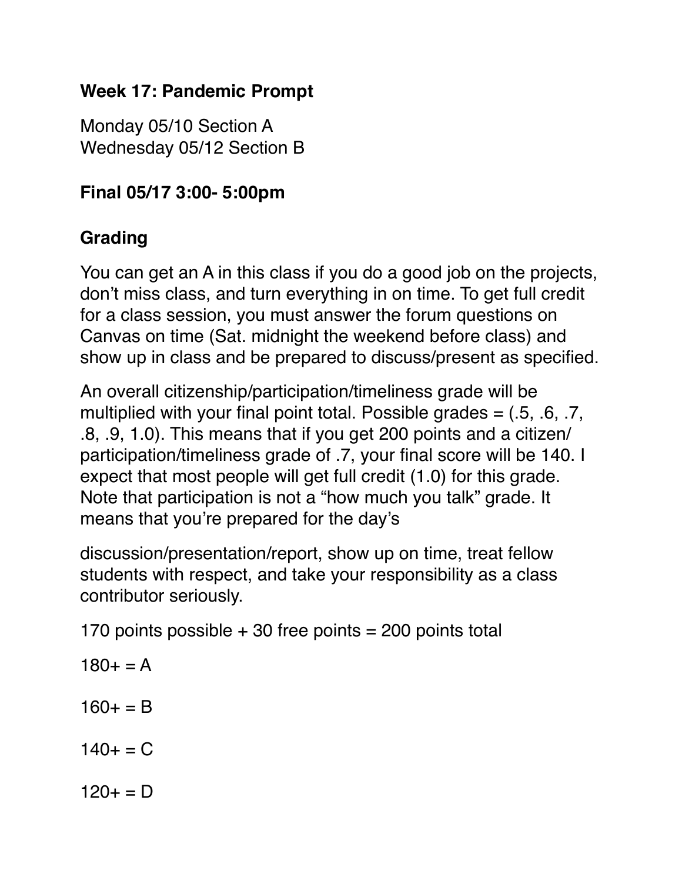**Week 17: Pandemic Prompt**

Monday 05/10 Section A
Wednesday 05/12 Section B

**Final 05/17 3:00- 5:00pm**

## Grading

You can get an A in this class if you do a good job on the projects, don't miss class, and turn everything in on time. To get full credit for a class session, you must answer the forum questions on Canvas on time (Sat. midnight the weekend before class) and show up in class and be prepared to discuss/present as specified.

An overall citizenship/participation/timeliness grade will be multiplied with your final point total. Possible grades = (.5, .6, .7, .8, .9, 1.0). This means that if you get 200 points and a citizen/participation/timeliness grade of .7, your final score will be 140. I expect that most people will get full credit (1.0) for this grade. Note that participation is not a "how much you talk" grade. It means that you're prepared for the day's

discussion/presentation/report, show up on time, treat fellow students with respect, and take your responsibility as a class contributor seriously.

170 points possible + 30 free points = 200 points total

180+ = A

160+ = B

140+ = C

120+ = D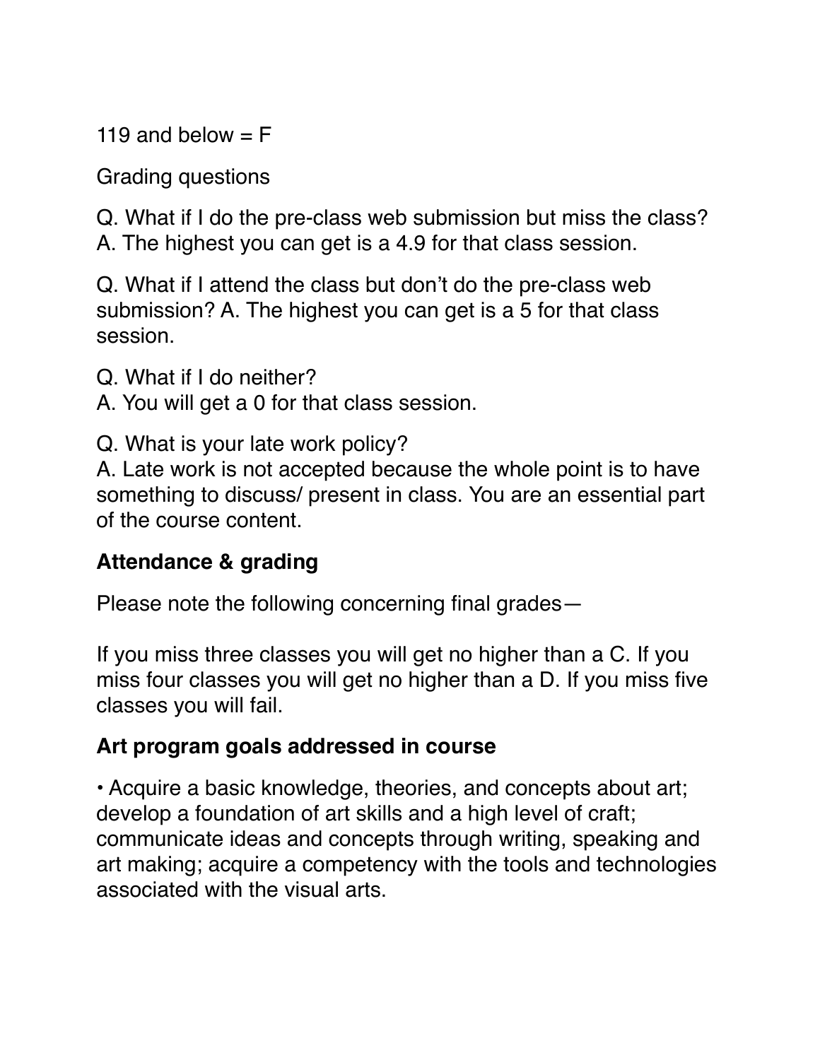119 and below = F

Grading questions

Q. What if I do the pre-class web submission but miss the class?
A. The highest you can get is a 4.9 for that class session.

Q. What if I attend the class but don't do the pre-class web submission? A. The highest you can get is a 5 for that class session.

Q. What if I do neither?
A. You will get a 0 for that class session.

Q. What is your late work policy?
A. Late work is not accepted because the whole point is to have something to discuss/ present in class. You are an essential part of the course content.

## Attendance & grading

Please note the following concerning final grades—

If you miss three classes you will get no higher than a C. If you miss four classes you will get no higher than a D. If you miss five classes you will fail.

## Art program goals addressed in course

• Acquire a basic knowledge, theories, and concepts about art; develop a foundation of art skills and a high level of craft; communicate ideas and concepts through writing, speaking and art making; acquire a competency with the tools and technologies associated with the visual arts.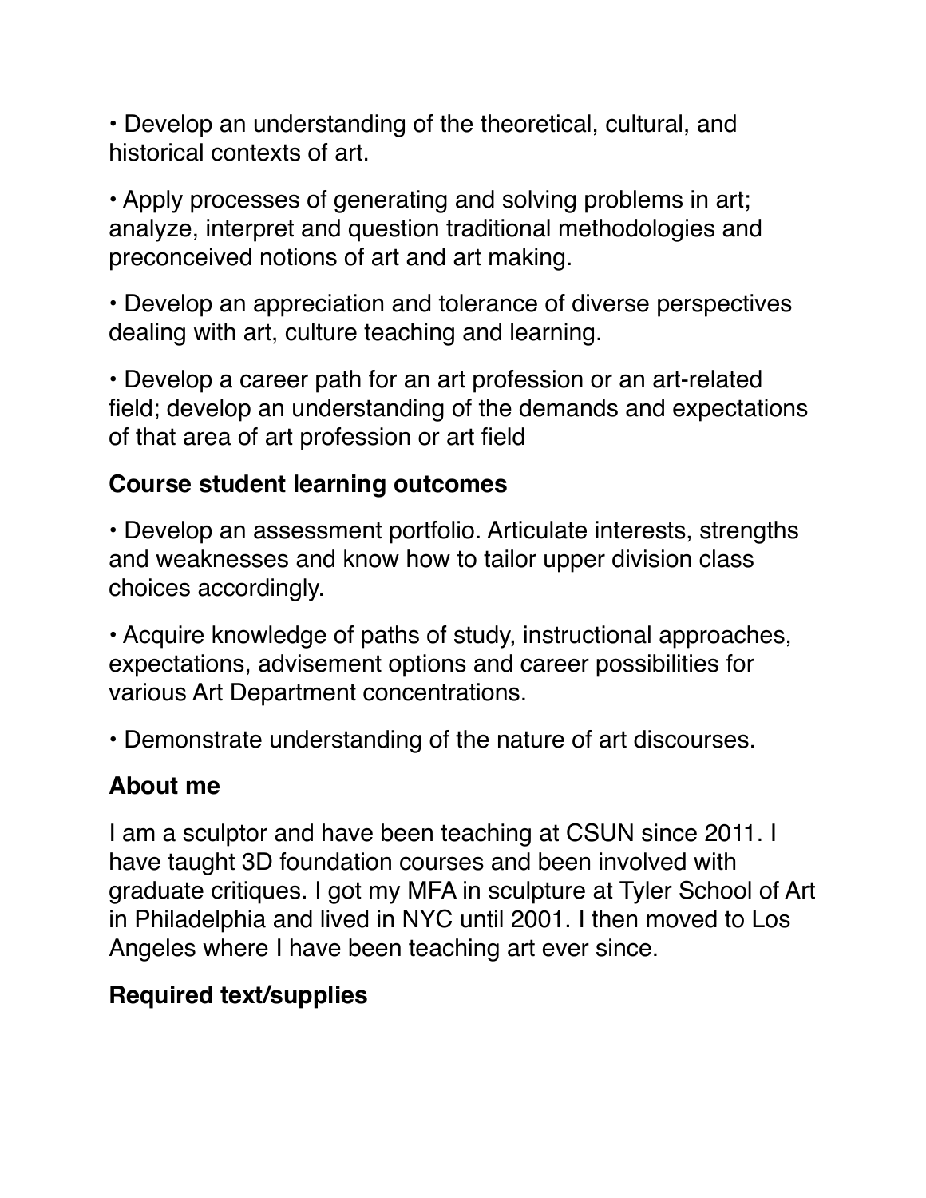- Develop an understanding of the theoretical, cultural, and historical contexts of art.
- Apply processes of generating and solving problems in art; analyze, interpret and question traditional methodologies and preconceived notions of art and art making.
- Develop an appreciation and tolerance of diverse perspectives dealing with art, culture teaching and learning.
- Develop a career path for an art profession or an art-related field; develop an understanding of the demands and expectations of that area of art profession or art field

## Course student learning outcomes

- Develop an assessment portfolio. Articulate interests, strengths and weaknesses and know how to tailor upper division class choices accordingly.
- Acquire knowledge of paths of study, instructional approaches, expectations, advisement options and career possibilities for various Art Department concentrations.
- Demonstrate understanding of the nature of art discourses.

## About me

I am a sculptor and have been teaching at CSUN since 2011. I have taught 3D foundation courses and been involved with graduate critiques. I got my MFA in sculpture at Tyler School of Art in Philadelphia and lived in NYC until 2001. I then moved to Los Angeles where I have been teaching art ever since.

## Required text/supplies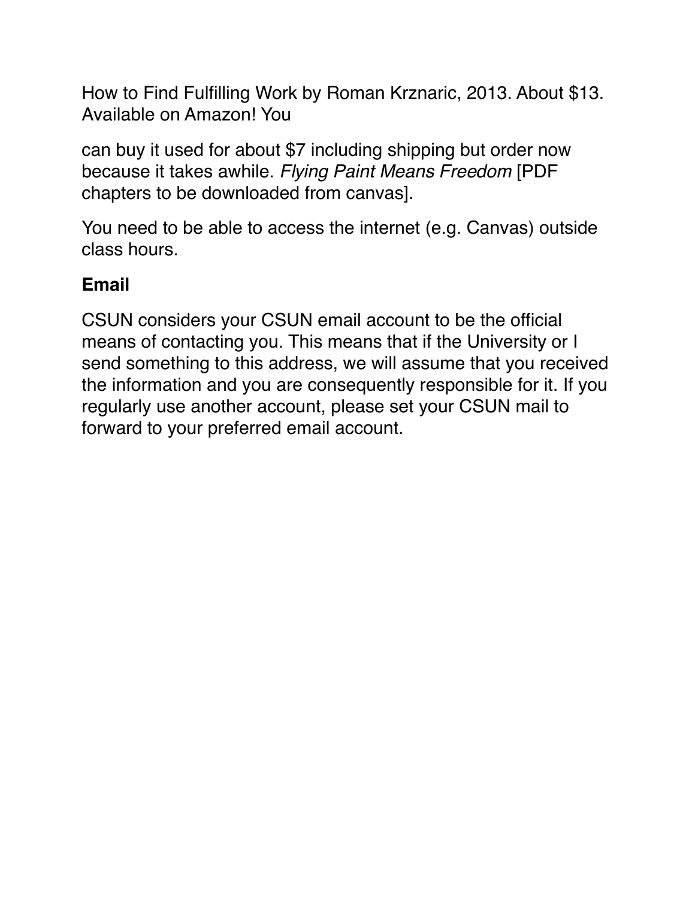How to Find Fulfilling Work by Roman Krznaric, 2013. About $13. Available on Amazon! You

can buy it used for about $7 including shipping but order now because it takes awhile. *Flying Paint Means Freedom* [PDF chapters to be downloaded from canvas].

You need to be able to access the internet (e.g. Canvas) outside class hours.

**Email**

CSUN considers your CSUN email account to be the official means of contacting you. This means that if the University or I send something to this address, we will assume that you received the information and you are consequently responsible for it. If you regularly use another account, please set your CSUN mail to forward to your preferred email account.